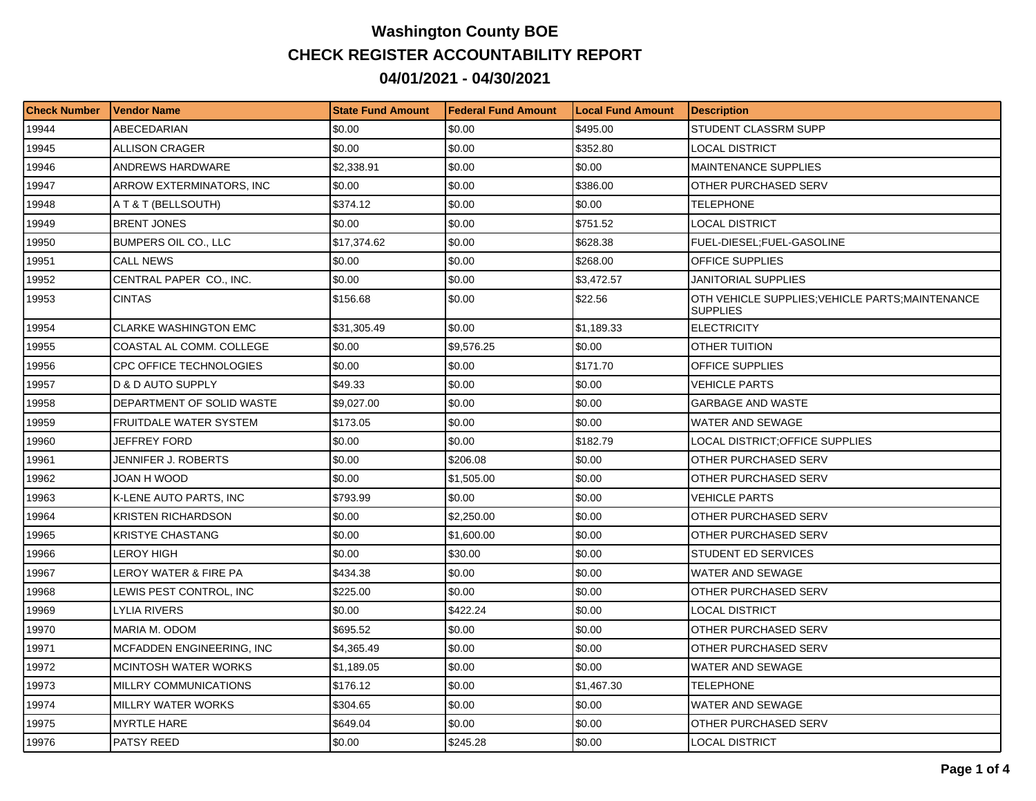# Washington County BOE

## CHECK REGISTER ACCOUNTABILITY REPORT

## 04/01/2021 - 04/30/2021

| Check Number | Vendor Name | State Fund Amount | Federal Fund Amount | Local Fund Amount | Description |
|---|---|---|---|---|---|
| 19944 | ABECEDARIAN | $0.00 | $0.00 | $495.00 | STUDENT CLASSRM SUPP |
| 19945 | ALLISON CRAGER | $0.00 | $0.00 | $352.80 | LOCAL DISTRICT |
| 19946 | ANDREWS HARDWARE | $2,338.91 | $0.00 | $0.00 | MAINTENANCE SUPPLIES |
| 19947 | ARROW EXTERMINATORS, INC | $0.00 | $0.00 | $386.00 | OTHER PURCHASED SERV |
| 19948 | A T & T (BELLSOUTH) | $374.12 | $0.00 | $0.00 | TELEPHONE |
| 19949 | BRENT JONES | $0.00 | $0.00 | $751.52 | LOCAL DISTRICT |
| 19950 | BUMPERS OIL CO., LLC | $17,374.62 | $0.00 | $628.38 | FUEL-DIESEL;FUEL-GASOLINE |
| 19951 | CALL NEWS | $0.00 | $0.00 | $268.00 | OFFICE SUPPLIES |
| 19952 | CENTRAL PAPER CO., INC. | $0.00 | $0.00 | $3,472.57 | JANITORIAL SUPPLIES |
| 19953 | CINTAS | $156.68 | $0.00 | $22.56 | OTH VEHICLE SUPPLIES;VEHICLE PARTS;MAINTENANCE SUPPLIES |
| 19954 | CLARKE WASHINGTON EMC | $31,305.49 | $0.00 | $1,189.33 | ELECTRICITY |
| 19955 | COASTAL AL COMM. COLLEGE | $0.00 | $9,576.25 | $0.00 | OTHER TUITION |
| 19956 | CPC OFFICE TECHNOLOGIES | $0.00 | $0.00 | $171.70 | OFFICE SUPPLIES |
| 19957 | D & D AUTO SUPPLY | $49.33 | $0.00 | $0.00 | VEHICLE PARTS |
| 19958 | DEPARTMENT OF SOLID WASTE | $9,027.00 | $0.00 | $0.00 | GARBAGE AND WASTE |
| 19959 | FRUITDALE WATER SYSTEM | $173.05 | $0.00 | $0.00 | WATER AND SEWAGE |
| 19960 | JEFFREY FORD | $0.00 | $0.00 | $182.79 | LOCAL DISTRICT;OFFICE SUPPLIES |
| 19961 | JENNIFER J. ROBERTS | $0.00 | $206.08 | $0.00 | OTHER PURCHASED SERV |
| 19962 | JOAN H WOOD | $0.00 | $1,505.00 | $0.00 | OTHER PURCHASED SERV |
| 19963 | K-LENE AUTO PARTS, INC | $793.99 | $0.00 | $0.00 | VEHICLE PARTS |
| 19964 | KRISTEN RICHARDSON | $0.00 | $2,250.00 | $0.00 | OTHER PURCHASED SERV |
| 19965 | KRISTYE CHASTANG | $0.00 | $1,600.00 | $0.00 | OTHER PURCHASED SERV |
| 19966 | LEROY HIGH | $0.00 | $30.00 | $0.00 | STUDENT ED SERVICES |
| 19967 | LEROY WATER & FIRE PA | $434.38 | $0.00 | $0.00 | WATER AND SEWAGE |
| 19968 | LEWIS PEST CONTROL, INC | $225.00 | $0.00 | $0.00 | OTHER PURCHASED SERV |
| 19969 | LYLIA RIVERS | $0.00 | $422.24 | $0.00 | LOCAL DISTRICT |
| 19970 | MARIA M. ODOM | $695.52 | $0.00 | $0.00 | OTHER PURCHASED SERV |
| 19971 | MCFADDEN ENGINEERING, INC | $4,365.49 | $0.00 | $0.00 | OTHER PURCHASED SERV |
| 19972 | MCINTOSH WATER WORKS | $1,189.05 | $0.00 | $0.00 | WATER AND SEWAGE |
| 19973 | MILLRY COMMUNICATIONS | $176.12 | $0.00 | $1,467.30 | TELEPHONE |
| 19974 | MILLRY WATER WORKS | $304.65 | $0.00 | $0.00 | WATER AND SEWAGE |
| 19975 | MYRTLE HARE | $649.04 | $0.00 | $0.00 | OTHER PURCHASED SERV |
| 19976 | PATSY REED | $0.00 | $245.28 | $0.00 | LOCAL DISTRICT |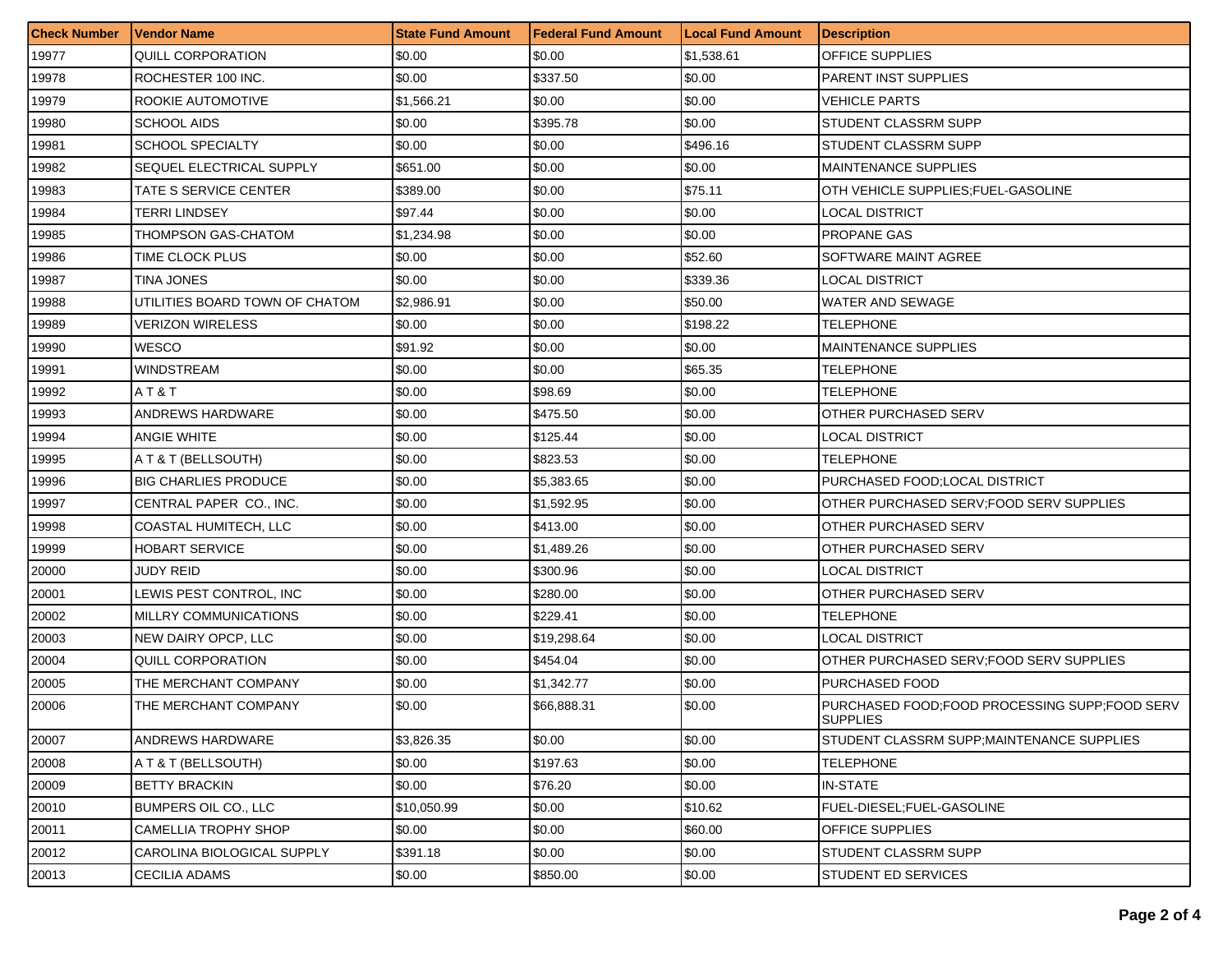| Check Number | Vendor Name | State Fund Amount | Federal Fund Amount | Local Fund Amount | Description |
|---|---|---|---|---|---|
| 19977 | QUILL CORPORATION | $0.00 | $0.00 | $1,538.61 | OFFICE SUPPLIES |
| 19978 | ROCHESTER 100 INC. | $0.00 | $337.50 | $0.00 | PARENT INST SUPPLIES |
| 19979 | ROOKIE AUTOMOTIVE | $1,566.21 | $0.00 | $0.00 | VEHICLE PARTS |
| 19980 | SCHOOL AIDS | $0.00 | $395.78 | $0.00 | STUDENT CLASSRM SUPP |
| 19981 | SCHOOL SPECIALTY | $0.00 | $0.00 | $496.16 | STUDENT CLASSRM SUPP |
| 19982 | SEQUEL ELECTRICAL SUPPLY | $651.00 | $0.00 | $0.00 | MAINTENANCE SUPPLIES |
| 19983 | TATE S SERVICE CENTER | $389.00 | $0.00 | $75.11 | OTH VEHICLE SUPPLIES;FUEL-GASOLINE |
| 19984 | TERRI LINDSEY | $97.44 | $0.00 | $0.00 | LOCAL DISTRICT |
| 19985 | THOMPSON GAS-CHATOM | $1,234.98 | $0.00 | $0.00 | PROPANE GAS |
| 19986 | TIME CLOCK PLUS | $0.00 | $0.00 | $52.60 | SOFTWARE MAINT AGREE |
| 19987 | TINA JONES | $0.00 | $0.00 | $339.36 | LOCAL DISTRICT |
| 19988 | UTILITIES BOARD TOWN OF CHATOM | $2,986.91 | $0.00 | $50.00 | WATER AND SEWAGE |
| 19989 | VERIZON WIRELESS | $0.00 | $0.00 | $198.22 | TELEPHONE |
| 19990 | WESCO | $91.92 | $0.00 | $0.00 | MAINTENANCE SUPPLIES |
| 19991 | WINDSTREAM | $0.00 | $0.00 | $65.35 | TELEPHONE |
| 19992 | A T & T | $0.00 | $98.69 | $0.00 | TELEPHONE |
| 19993 | ANDREWS HARDWARE | $0.00 | $475.50 | $0.00 | OTHER PURCHASED SERV |
| 19994 | ANGIE WHITE | $0.00 | $125.44 | $0.00 | LOCAL DISTRICT |
| 19995 | A T & T (BELLSOUTH) | $0.00 | $823.53 | $0.00 | TELEPHONE |
| 19996 | BIG CHARLIES PRODUCE | $0.00 | $5,383.65 | $0.00 | PURCHASED FOOD;LOCAL DISTRICT |
| 19997 | CENTRAL PAPER CO., INC. | $0.00 | $1,592.95 | $0.00 | OTHER PURCHASED SERV;FOOD SERV SUPPLIES |
| 19998 | COASTAL HUMITECH, LLC | $0.00 | $413.00 | $0.00 | OTHER PURCHASED SERV |
| 19999 | HOBART SERVICE | $0.00 | $1,489.26 | $0.00 | OTHER PURCHASED SERV |
| 20000 | JUDY REID | $0.00 | $300.96 | $0.00 | LOCAL DISTRICT |
| 20001 | LEWIS PEST CONTROL, INC | $0.00 | $280.00 | $0.00 | OTHER PURCHASED SERV |
| 20002 | MILLRY COMMUNICATIONS | $0.00 | $229.41 | $0.00 | TELEPHONE |
| 20003 | NEW DAIRY OPCP, LLC | $0.00 | $19,298.64 | $0.00 | LOCAL DISTRICT |
| 20004 | QUILL CORPORATION | $0.00 | $454.04 | $0.00 | OTHER PURCHASED SERV;FOOD SERV SUPPLIES |
| 20005 | THE MERCHANT COMPANY | $0.00 | $1,342.77 | $0.00 | PURCHASED FOOD |
| 20006 | THE MERCHANT COMPANY | $0.00 | $66,888.31 | $0.00 | PURCHASED FOOD;FOOD PROCESSING SUPP;FOOD SERV SUPPLIES |
| 20007 | ANDREWS HARDWARE | $3,826.35 | $0.00 | $0.00 | STUDENT CLASSRM SUPP;MAINTENANCE SUPPLIES |
| 20008 | A T & T (BELLSOUTH) | $0.00 | $197.63 | $0.00 | TELEPHONE |
| 20009 | BETTY BRACKIN | $0.00 | $76.20 | $0.00 | IN-STATE |
| 20010 | BUMPERS OIL CO., LLC | $10,050.99 | $0.00 | $10.62 | FUEL-DIESEL;FUEL-GASOLINE |
| 20011 | CAMELLIA TROPHY SHOP | $0.00 | $0.00 | $60.00 | OFFICE SUPPLIES |
| 20012 | CAROLINA BIOLOGICAL SUPPLY | $391.18 | $0.00 | $0.00 | STUDENT CLASSRM SUPP |
| 20013 | CECILIA ADAMS | $0.00 | $850.00 | $0.00 | STUDENT ED SERVICES |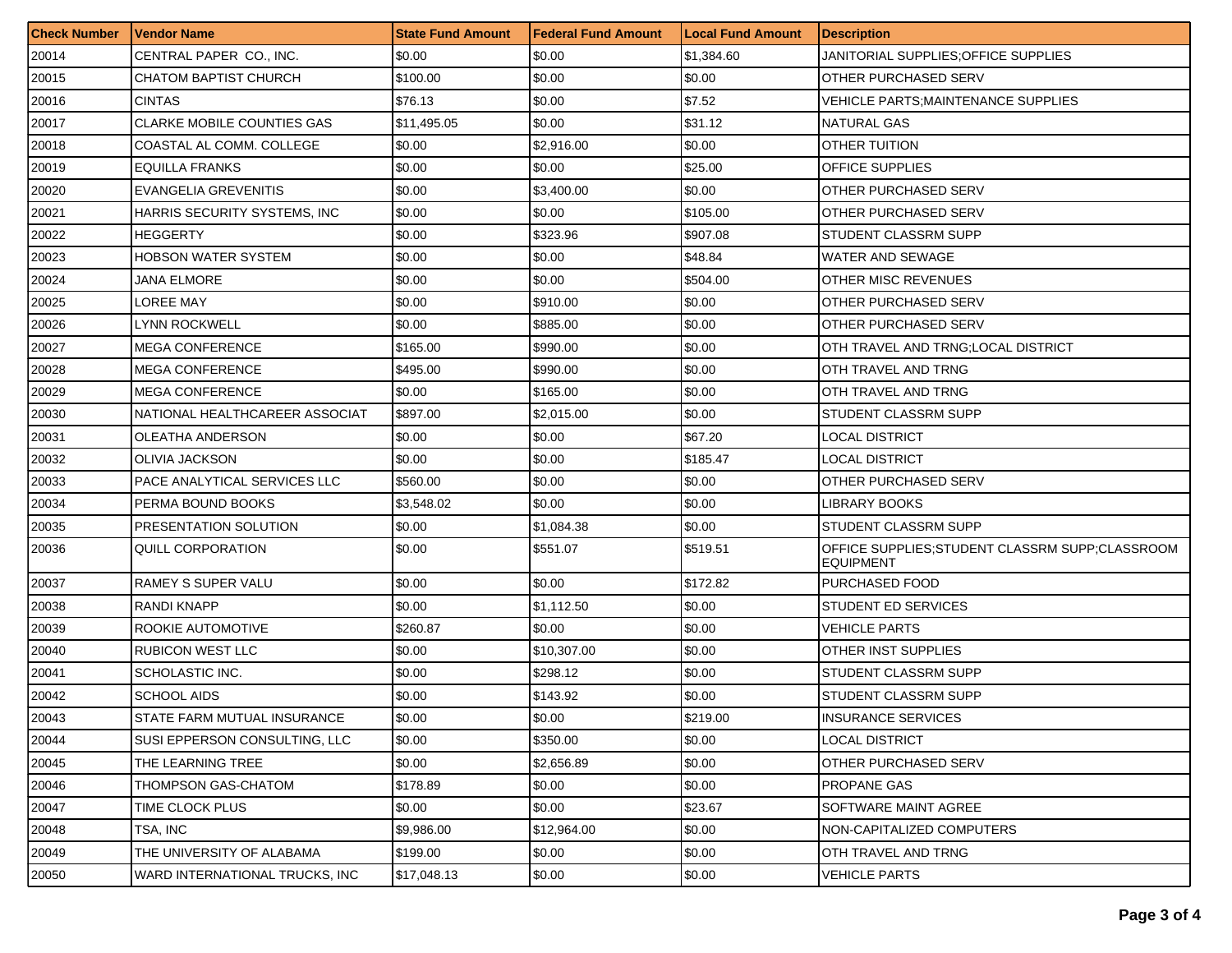| Check Number | Vendor Name | State Fund Amount | Federal Fund Amount | Local Fund Amount | Description |
|---|---|---|---|---|---|
| 20014 | CENTRAL PAPER CO., INC. | $0.00 | $0.00 | $1,384.60 | JANITORIAL SUPPLIES;OFFICE SUPPLIES |
| 20015 | CHATOM BAPTIST CHURCH | $100.00 | $0.00 | $0.00 | OTHER PURCHASED SERV |
| 20016 | CINTAS | $76.13 | $0.00 | $7.52 | VEHICLE PARTS;MAINTENANCE SUPPLIES |
| 20017 | CLARKE MOBILE COUNTIES GAS | $11,495.05 | $0.00 | $31.12 | NATURAL GAS |
| 20018 | COASTAL AL COMM. COLLEGE | $0.00 | $2,916.00 | $0.00 | OTHER TUITION |
| 20019 | EQUILLA FRANKS | $0.00 | $0.00 | $25.00 | OFFICE SUPPLIES |
| 20020 | EVANGELIA GREVENITIS | $0.00 | $3,400.00 | $0.00 | OTHER PURCHASED SERV |
| 20021 | HARRIS SECURITY SYSTEMS, INC | $0.00 | $0.00 | $105.00 | OTHER PURCHASED SERV |
| 20022 | HEGGERTY | $0.00 | $323.96 | $907.08 | STUDENT CLASSRM SUPP |
| 20023 | HOBSON WATER SYSTEM | $0.00 | $0.00 | $48.84 | WATER AND SEWAGE |
| 20024 | JANA ELMORE | $0.00 | $0.00 | $504.00 | OTHER MISC REVENUES |
| 20025 | LOREE MAY | $0.00 | $910.00 | $0.00 | OTHER PURCHASED SERV |
| 20026 | LYNN ROCKWELL | $0.00 | $885.00 | $0.00 | OTHER PURCHASED SERV |
| 20027 | MEGA CONFERENCE | $165.00 | $990.00 | $0.00 | OTH TRAVEL AND TRNG;LOCAL DISTRICT |
| 20028 | MEGA CONFERENCE | $495.00 | $990.00 | $0.00 | OTH TRAVEL AND TRNG |
| 20029 | MEGA CONFERENCE | $0.00 | $165.00 | $0.00 | OTH TRAVEL AND TRNG |
| 20030 | NATIONAL HEALTHCAREER ASSOCIAT | $897.00 | $2,015.00 | $0.00 | STUDENT CLASSRM SUPP |
| 20031 | OLEATHA ANDERSON | $0.00 | $0.00 | $67.20 | LOCAL DISTRICT |
| 20032 | OLIVIA JACKSON | $0.00 | $0.00 | $185.47 | LOCAL DISTRICT |
| 20033 | PACE ANALYTICAL SERVICES LLC | $560.00 | $0.00 | $0.00 | OTHER PURCHASED SERV |
| 20034 | PERMA BOUND BOOKS | $3,548.02 | $0.00 | $0.00 | LIBRARY BOOKS |
| 20035 | PRESENTATION SOLUTION | $0.00 | $1,084.38 | $0.00 | STUDENT CLASSRM SUPP |
| 20036 | QUILL CORPORATION | $0.00 | $551.07 | $519.51 | OFFICE SUPPLIES;STUDENT CLASSRM SUPP;CLASSROOM EQUIPMENT |
| 20037 | RAMEY S SUPER VALU | $0.00 | $0.00 | $172.82 | PURCHASED FOOD |
| 20038 | RANDI KNAPP | $0.00 | $1,112.50 | $0.00 | STUDENT ED SERVICES |
| 20039 | ROOKIE AUTOMOTIVE | $260.87 | $0.00 | $0.00 | VEHICLE PARTS |
| 20040 | RUBICON WEST LLC | $0.00 | $10,307.00 | $0.00 | OTHER INST SUPPLIES |
| 20041 | SCHOLASTIC INC. | $0.00 | $298.12 | $0.00 | STUDENT CLASSRM SUPP |
| 20042 | SCHOOL AIDS | $0.00 | $143.92 | $0.00 | STUDENT CLASSRM SUPP |
| 20043 | STATE FARM MUTUAL INSURANCE | $0.00 | $0.00 | $219.00 | INSURANCE SERVICES |
| 20044 | SUSI EPPERSON CONSULTING, LLC | $0.00 | $350.00 | $0.00 | LOCAL DISTRICT |
| 20045 | THE LEARNING TREE | $0.00 | $2,656.89 | $0.00 | OTHER PURCHASED SERV |
| 20046 | THOMPSON GAS-CHATOM | $178.89 | $0.00 | $0.00 | PROPANE GAS |
| 20047 | TIME CLOCK PLUS | $0.00 | $0.00 | $23.67 | SOFTWARE MAINT AGREE |
| 20048 | TSA, INC | $9,986.00 | $12,964.00 | $0.00 | NON-CAPITALIZED COMPUTERS |
| 20049 | THE UNIVERSITY OF ALABAMA | $199.00 | $0.00 | $0.00 | OTH TRAVEL AND TRNG |
| 20050 | WARD INTERNATIONAL TRUCKS, INC | $17,048.13 | $0.00 | $0.00 | VEHICLE PARTS |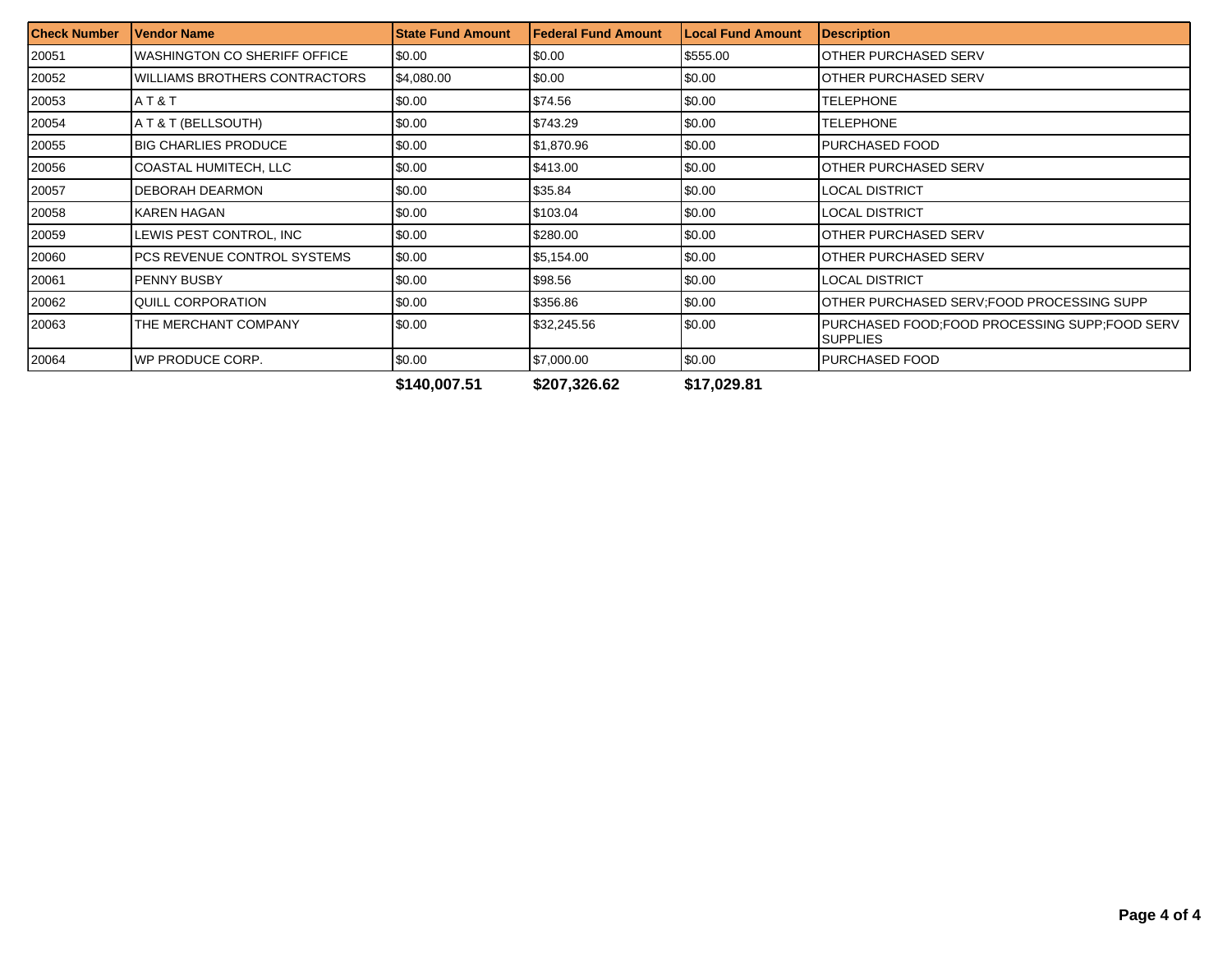| Check Number | Vendor Name | State Fund Amount | Federal Fund Amount | Local Fund Amount | Description |
|---|---|---|---|---|---|
| 20051 | WASHINGTON CO SHERIFF OFFICE | $0.00 | $0.00 | $555.00 | OTHER PURCHASED SERV |
| 20052 | WILLIAMS BROTHERS CONTRACTORS | $4,080.00 | $0.00 | $0.00 | OTHER PURCHASED SERV |
| 20053 | A T & T | $0.00 | $74.56 | $0.00 | TELEPHONE |
| 20054 | A T & T (BELLSOUTH) | $0.00 | $743.29 | $0.00 | TELEPHONE |
| 20055 | BIG CHARLIES PRODUCE | $0.00 | $1,870.96 | $0.00 | PURCHASED FOOD |
| 20056 | COASTAL HUMITECH, LLC | $0.00 | $413.00 | $0.00 | OTHER PURCHASED SERV |
| 20057 | DEBORAH DEARMON | $0.00 | $35.84 | $0.00 | LOCAL DISTRICT |
| 20058 | KAREN HAGAN | $0.00 | $103.04 | $0.00 | LOCAL DISTRICT |
| 20059 | LEWIS PEST CONTROL, INC | $0.00 | $280.00 | $0.00 | OTHER PURCHASED SERV |
| 20060 | PCS REVENUE CONTROL SYSTEMS | $0.00 | $5,154.00 | $0.00 | OTHER PURCHASED SERV |
| 20061 | PENNY BUSBY | $0.00 | $98.56 | $0.00 | LOCAL DISTRICT |
| 20062 | QUILL CORPORATION | $0.00 | $356.86 | $0.00 | OTHER PURCHASED SERV;FOOD PROCESSING SUPP |
| 20063 | THE MERCHANT COMPANY | $0.00 | $32,245.56 | $0.00 | PURCHASED FOOD;FOOD PROCESSING SUPP;FOOD SERV SUPPLIES |
| 20064 | WP PRODUCE CORP. | $0.00 | $7,000.00 | $0.00 | PURCHASED FOOD |
| | | **$140,007.51** | **$207,326.62** | **$17,029.81** | |